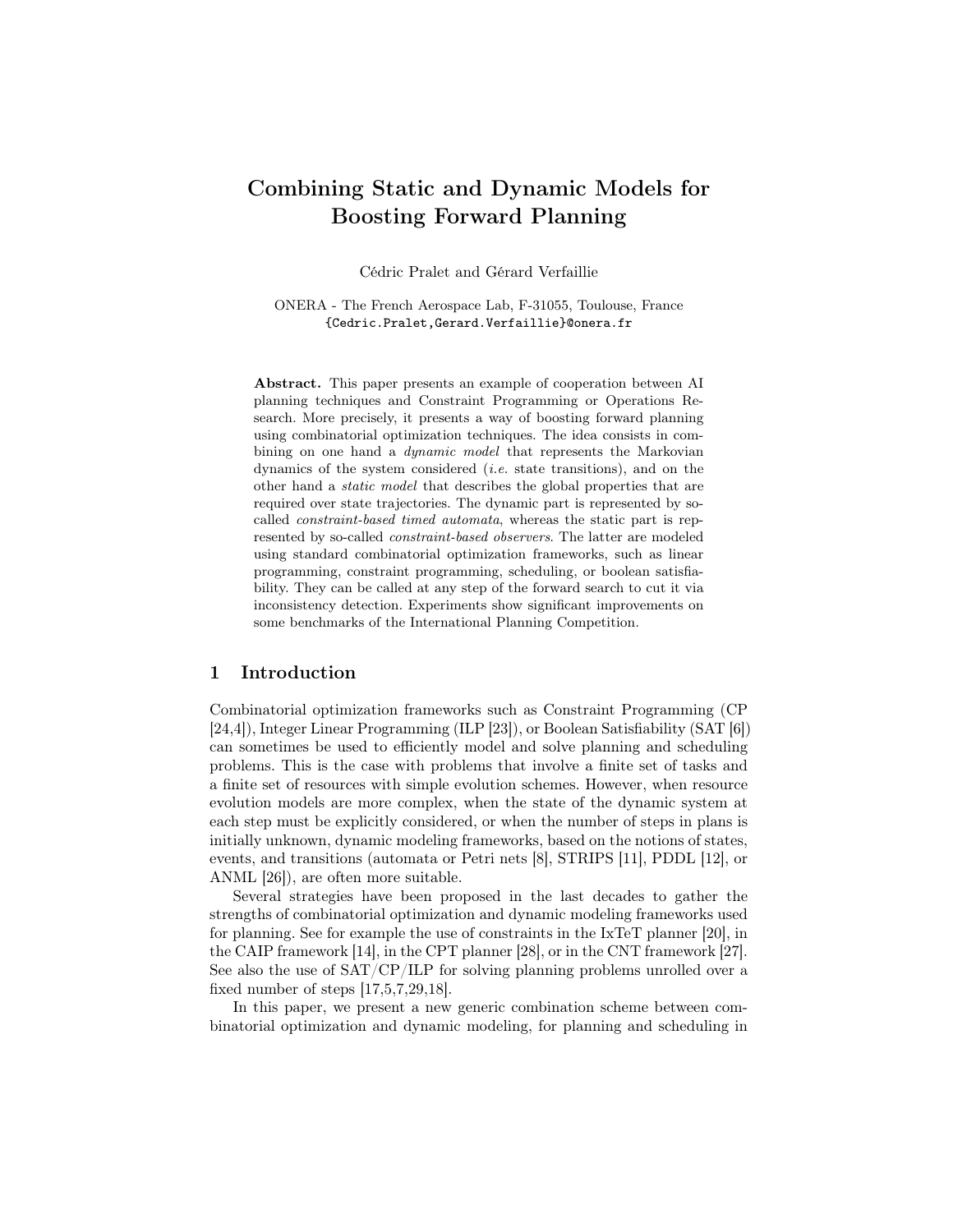# Combining Static and Dynamic Models for Boosting Forward Planning

Cédric Pralet and Gérard Verfaillie

ONERA - The French Aerospace Lab, F-31055, Toulouse, France
{Cedric.Pralet,Gerard.Verfaillie}@onera.fr

**Abstract.** This paper presents an example of cooperation between AI planning techniques and Constraint Programming or Operations Research. More precisely, it presents a way of boosting forward planning using combinatorial optimization techniques. The idea consists in combining on one hand a *dynamic model* that represents the Markovian dynamics of the system considered (*i.e.* state transitions), and on the other hand a *static model* that describes the global properties that are required over state trajectories. The dynamic part is represented by so-called *constraint-based timed automata*, whereas the static part is represented by so-called *constraint-based observers*. The latter are modeled using standard combinatorial optimization frameworks, such as linear programming, constraint programming, scheduling, or boolean satisfiability. They can be called at any step of the forward search to cut it via inconsistency detection. Experiments show significant improvements on some benchmarks of the International Planning Competition.

## 1 Introduction

Combinatorial optimization frameworks such as Constraint Programming (CP [24,4]), Integer Linear Programming (ILP [23]), or Boolean Satisfiability (SAT [6]) can sometimes be used to efficiently model and solve planning and scheduling problems. This is the case with problems that involve a finite set of tasks and a finite set of resources with simple evolution schemes. However, when resource evolution models are more complex, when the state of the dynamic system at each step must be explicitly considered, or when the number of steps in plans is initially unknown, dynamic modeling frameworks, based on the notions of states, events, and transitions (automata or Petri nets [8], STRIPS [11], PDDL [12], or ANML [26]), are often more suitable.

Several strategies have been proposed in the last decades to gather the strengths of combinatorial optimization and dynamic modeling frameworks used for planning. See for example the use of constraints in the IxTeT planner [20], in the CAIP framework [14], in the CPT planner [28], or in the CNT framework [27]. See also the use of SAT/CP/ILP for solving planning problems unrolled over a fixed number of steps [17,5,7,29,18].

In this paper, we present a new generic combination scheme between combinatorial optimization and dynamic modeling, for planning and scheduling in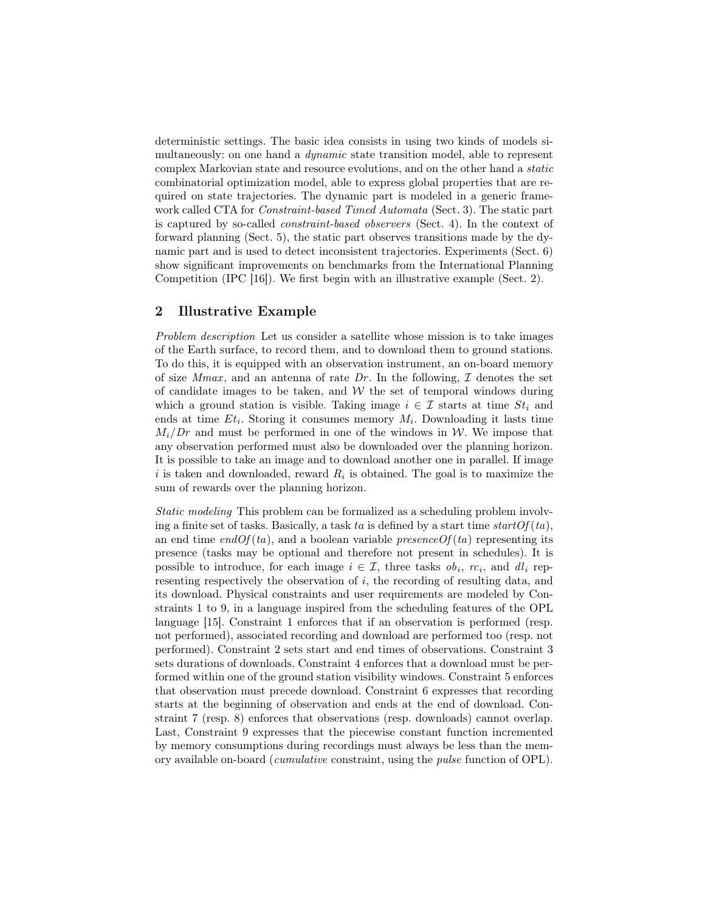deterministic settings. The basic idea consists in using two kinds of models simultaneously: on one hand a *dynamic* state transition model, able to represent complex Markovian state and resource evolutions, and on the other hand a *static* combinatorial optimization model, able to express global properties that are required on state trajectories. The dynamic part is modeled in a generic framework called CTA for *Constraint-based Timed Automata* (Sect. 3). The static part is captured by so-called *constraint-based observers* (Sect. 4). In the context of forward planning (Sect. 5), the static part observes transitions made by the dynamic part and is used to detect inconsistent trajectories. Experiments (Sect. 6) show significant improvements on benchmarks from the International Planning Competition (IPC [16]). We first begin with an illustrative example (Sect. 2).

## 2 Illustrative Example

*Problem description* Let us consider a satellite whose mission is to take images of the Earth surface, to record them, and to download them to ground stations. To do this, it is equipped with an observation instrument, an on-board memory of size $Mmax$, and an antenna of rate $Dr$. In the following, $\mathcal{I}$ denotes the set of candidate images to be taken, and $\mathcal{W}$ the set of temporal windows during which a ground station is visible. Taking image $i \in \mathcal{I}$ starts at time $St_i$ and ends at time $Et_i$. Storing it consumes memory $M_i$. Downloading it lasts time $M_i/Dr$ and must be performed in one of the windows in $\mathcal{W}$. We impose that any observation performed must also be downloaded over the planning horizon. It is possible to take an image and to download another one in parallel. If image $i$ is taken and downloaded, reward $R_i$ is obtained. The goal is to maximize the sum of rewards over the planning horizon.

*Static modeling* This problem can be formalized as a scheduling problem involving a finite set of tasks. Basically, a task $ta$ is defined by a start time $startOf(ta)$, an end time $endOf(ta)$, and a boolean variable $presenceOf(ta)$ representing its presence (tasks may be optional and therefore not present in schedules). It is possible to introduce, for each image $i \in \mathcal{I}$, three tasks $ob_i$, $rc_i$, and $dl_i$ representing respectively the observation of $i$, the recording of resulting data, and its download. Physical constraints and user requirements are modeled by Constraints 1 to 9, in a language inspired from the scheduling features of the OPL language [15]. Constraint 1 enforces that if an observation is performed (resp. not performed), associated recording and download are performed too (resp. not performed). Constraint 2 sets start and end times of observations. Constraint 3 sets durations of downloads. Constraint 4 enforces that a download must be performed within one of the ground station visibility windows. Constraint 5 enforces that observation must precede download. Constraint 6 expresses that recording starts at the beginning of observation and ends at the end of download. Constraint 7 (resp. 8) enforces that observations (resp. downloads) cannot overlap. Last, Constraint 9 expresses that the piecewise constant function incremented by memory consumptions during recordings must always be less than the memory available on-board (*cumulative* constraint, using the *pulse* function of OPL).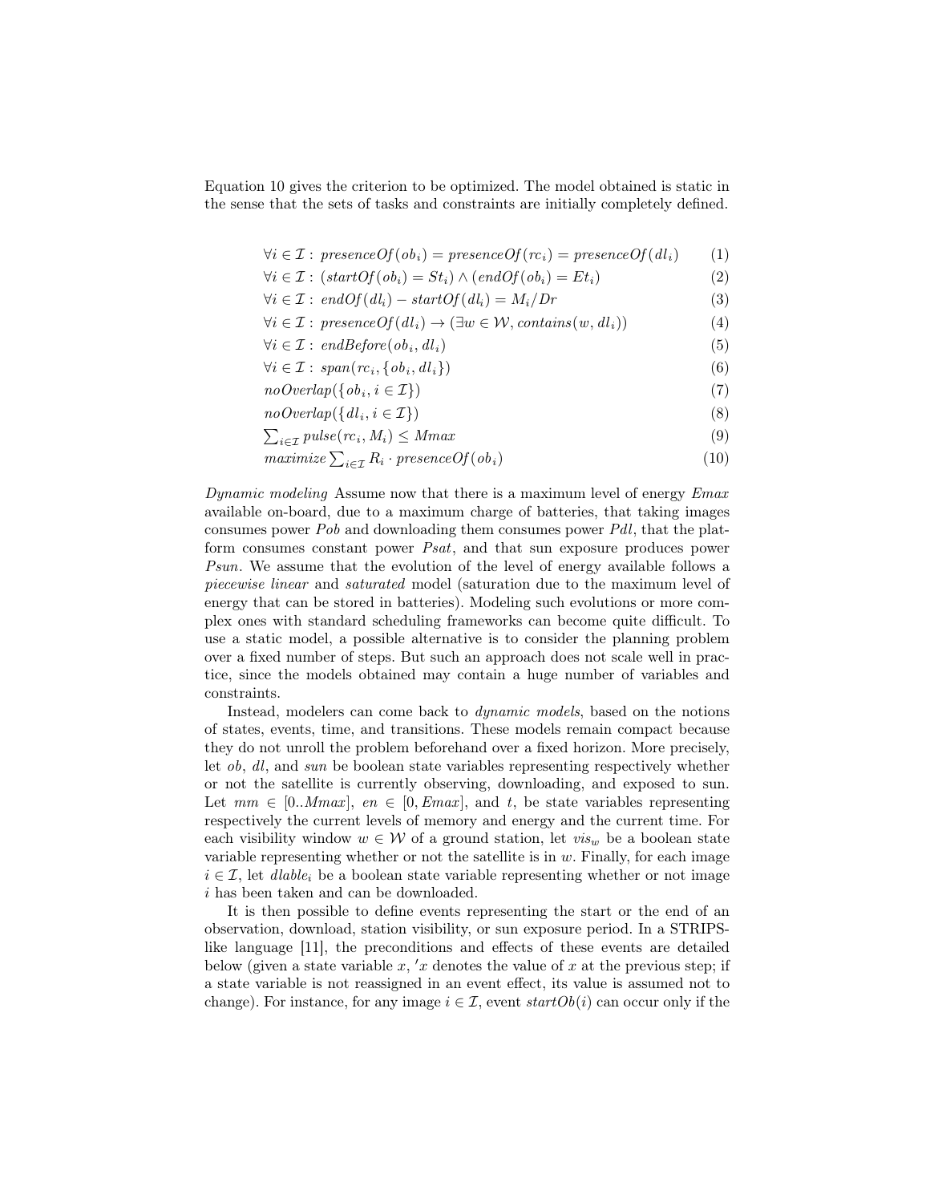Equation 10 gives the criterion to be optimized. The model obtained is static in the sense that the sets of tasks and constraints are initially completely defined.

$$\forall i \in \mathcal{I}:\ presenceOf(ob_i) = presenceOf(rc_i) = presenceOf(dl_i) \tag{1}$$

$$\forall i \in \mathcal{I}:\ (startOf(ob_i) = St_i) \wedge (endOf(ob_i) = Et_i) \tag{2}$$

$$\forall i \in \mathcal{I}:\ endOf(dl_i) - startOf(dl_i) = M_i/Dr \tag{3}$$

$$\forall i \in \mathcal{I}:\ presenceOf(dl_i) \rightarrow (\exists w \in \mathcal{W}, contains(w, dl_i)) \tag{4}$$

$$\forall i \in \mathcal{I}:\ endBefore(ob_i, dl_i) \tag{5}$$

$$\forall i \in \mathcal{I}:\ span(rc_i, \{ob_i, dl_i\}) \tag{6}$$

$$noOverlap(\{ob_i, i \in \mathcal{I}\}) \tag{7}$$

$$noOverlap(\{dl_i, i \in \mathcal{I}\}) \tag{8}$$

$$\textstyle\sum_{i \in \mathcal{I}} pulse(rc_i, M_i) \leq Mmax \tag{9}$$

$$maximize \textstyle\sum_{i \in \mathcal{I}} R_i \cdot presenceOf(ob_i) \tag{10}$$

*Dynamic modeling* Assume now that there is a maximum level of energy $Emax$ available on-board, due to a maximum charge of batteries, that taking images consumes power $Pob$ and downloading them consumes power $Pdl$, that the platform consumes constant power $Psat$, and that sun exposure produces power $Psun$. We assume that the evolution of the level of energy available follows a *piecewise linear* and *saturated* model (saturation due to the maximum level of energy that can be stored in batteries). Modeling such evolutions or more complex ones with standard scheduling frameworks can become quite difficult. To use a static model, a possible alternative is to consider the planning problem over a fixed number of steps. But such an approach does not scale well in practice, since the models obtained may contain a huge number of variables and constraints.

Instead, modelers can come back to *dynamic models*, based on the notions of states, events, time, and transitions. These models remain compact because they do not unroll the problem beforehand over a fixed horizon. More precisely, let $ob$, $dl$, and $sun$ be boolean state variables representing respectively whether or not the satellite is currently observing, downloading, and exposed to sun. Let $mm \in [0..Mmax]$, $en \in [0, Emax]$, and $t$, be state variables representing respectively the current levels of memory and energy and the current time. For each visibility window $w \in \mathcal{W}$ of a ground station, let $vis_w$ be a boolean state variable representing whether or not the satellite is in $w$. Finally, for each image $i \in \mathcal{I}$, let $dlable_i$ be a boolean state variable representing whether or not image $i$ has been taken and can be downloaded.

It is then possible to define events representing the start or the end of an observation, download, station visibility, or sun exposure period. In a STRIPS-like language [11], the preconditions and effects of these events are detailed below (given a state variable $x$, $'x$ denotes the value of $x$ at the previous step; if a state variable is not reassigned in an event effect, its value is assumed not to change). For instance, for any image $i \in \mathcal{I}$, event $startOb(i)$ can occur only if the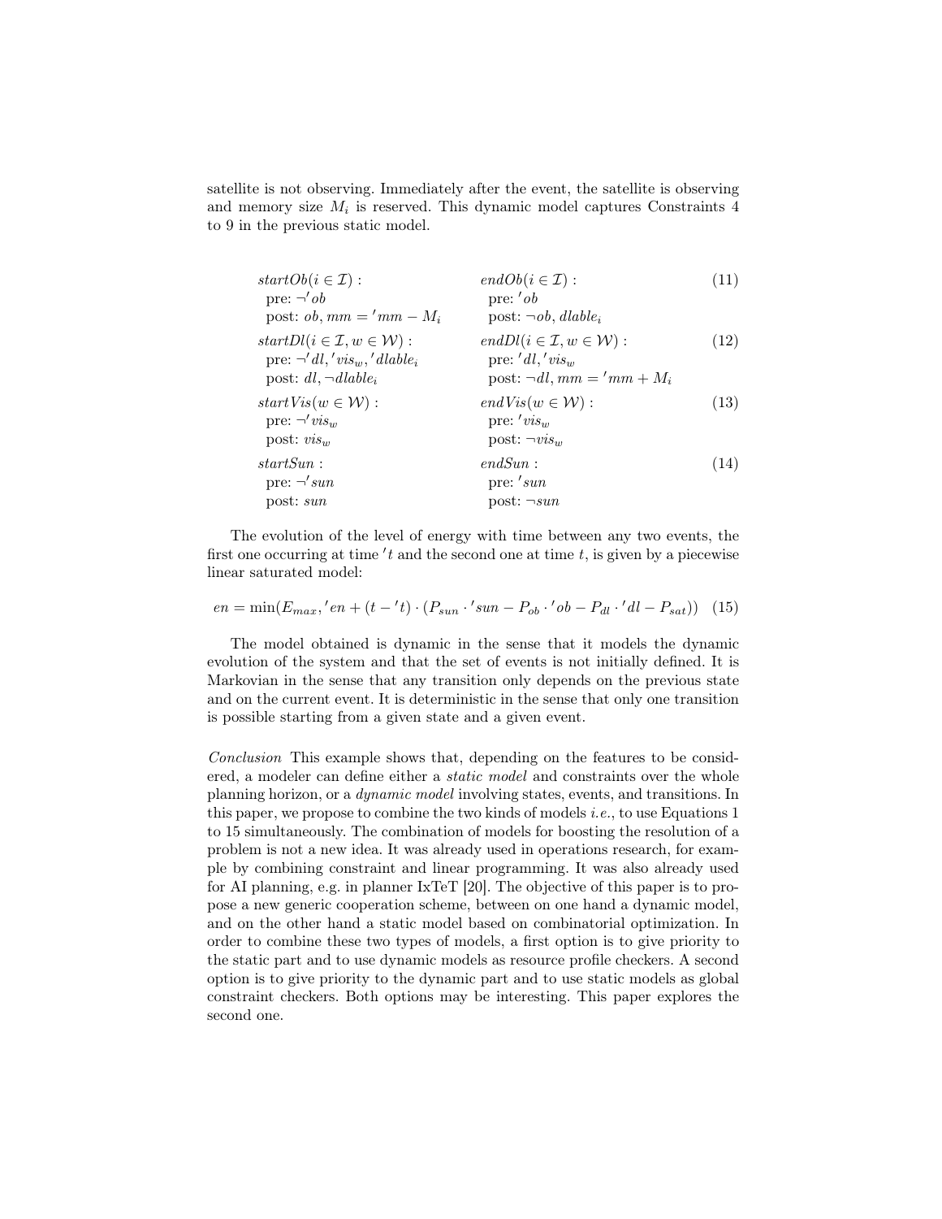satellite is not observing. Immediately after the event, the satellite is observing and memory size $M_i$ is reserved. This dynamic model captures Constraints 4 to 9 in the previous static model.

$$
\begin{array}{ll}
startOb(i \in \mathcal{I}): & endOb(i \in \mathcal{I}): \\
\quad \text{pre: } \neg' ob & \quad \text{pre: } ' ob \\
\quad \text{post: } ob, mm = ' mm - M_i & \quad \text{post: } \neg ob, dlable_i
\end{array} \tag{11}
$$

$$
\begin{array}{ll}
startDl(i \in \mathcal{I}, w \in \mathcal{W}): & endDl(i \in \mathcal{I}, w \in \mathcal{W}): \\
\quad \text{pre: } \neg' dl, ' vis_w, ' dlable_i & \quad \text{pre: } ' dl, ' vis_w \\
\quad \text{post: } dl, \neg dlable_i & \quad \text{post: } \neg dl, mm = ' mm + M_i
\end{array} \tag{12}
$$

$$
\begin{array}{ll}
startVis(w \in \mathcal{W}): & endVis(w \in \mathcal{W}): \\
\quad \text{pre: } \neg' vis_w & \quad \text{pre: } ' vis_w \\
\quad \text{post: } vis_w & \quad \text{post: } \neg vis_w
\end{array} \tag{13}
$$

$$
\begin{array}{ll}
startSun: & endSun: \\
\quad \text{pre: } \neg' sun & \quad \text{pre: } ' sun \\
\quad \text{post: } sun & \quad \text{post: } \neg sun
\end{array} \tag{14}
$$

The evolution of the level of energy with time between any two events, the first one occurring at time $'t$ and the second one at time $t$, is given by a piecewise linear saturated model:

$$
en = \min(E_{max}, ' en + (t - ' t) \cdot (P_{sun} \cdot ' sun - P_{ob} \cdot ' ob - P_{dl} \cdot ' dl - P_{sat})) \tag{15}
$$

The model obtained is dynamic in the sense that it models the dynamic evolution of the system and that the set of events is not initially defined. It is Markovian in the sense that any transition only depends on the previous state and on the current event. It is deterministic in the sense that only one transition is possible starting from a given state and a given event.

*Conclusion* This example shows that, depending on the features to be considered, a modeler can define either a *static model* and constraints over the whole planning horizon, or a *dynamic model* involving states, events, and transitions. In this paper, we propose to combine the two kinds of models *i.e.*, to use Equations 1 to 15 simultaneously. The combination of models for boosting the resolution of a problem is not a new idea. It was already used in operations research, for example by combining constraint and linear programming. It was also already used for AI planning, e.g. in planner IxTeT [20]. The objective of this paper is to propose a new generic cooperation scheme, between on one hand a dynamic model, and on the other hand a static model based on combinatorial optimization. In order to combine these two types of models, a first option is to give priority to the static part and to use dynamic models as resource profile checkers. A second option is to give priority to the dynamic part and to use static models as global constraint checkers. Both options may be interesting. This paper explores the second one.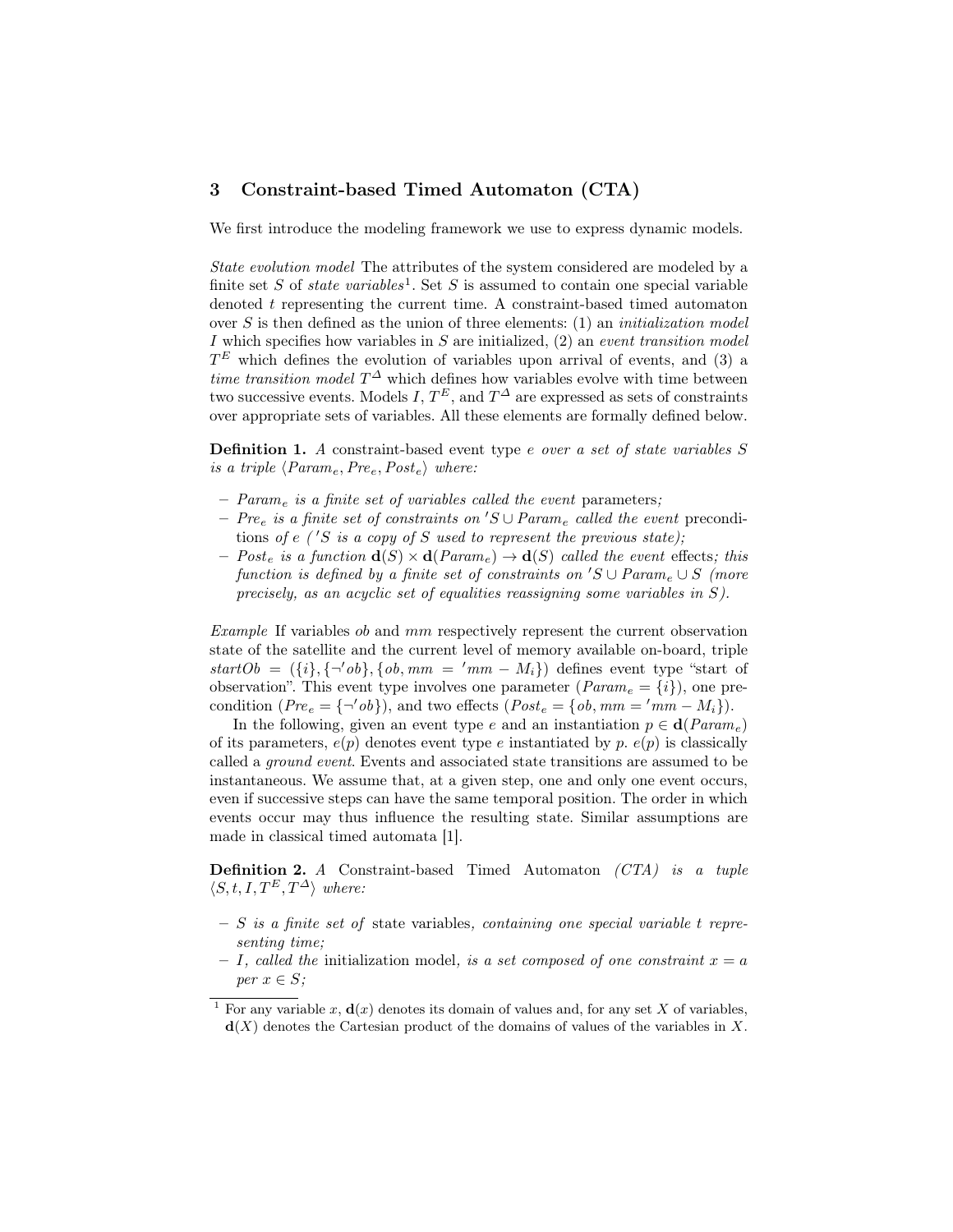## 3 Constraint-based Timed Automaton (CTA)

We first introduce the modeling framework we use to express dynamic models.

*State evolution model* The attributes of the system considered are modeled by a finite set $S$ of *state variables*[1]. Set $S$ is assumed to contain one special variable denoted $t$ representing the current time. A constraint-based timed automaton over $S$ is then defined as the union of three elements: (1) an *initialization model* $I$ which specifies how variables in $S$ are initialized, (2) an *event transition model* $T^E$ which defines the evolution of variables upon arrival of events, and (3) a *time transition model* $T^\Delta$ which defines how variables evolve with time between two successive events. Models $I$, $T^E$, and $T^\Delta$ are expressed as sets of constraints over appropriate sets of variables. All these elements are formally defined below.

**Definition 1.** *A* constraint-based event type $e$ *over a set of state variables* $S$ *is a triple* $\langle Param_e, Pre_e, Post_e \rangle$ *where:*

- $Param_e$ *is a finite set of variables called the event* parameters*;*
- $Pre_e$ *is a finite set of constraints on* $'S \cup Param_e$ *called the event* preconditions *of* $e$ *(*$'S$ *is a copy of* $S$ *used to represent the previous state);*
- $Post_e$ *is a function* $\mathbf{d}(S) \times \mathbf{d}(Param_e) \rightarrow \mathbf{d}(S)$ *called the event* effects*; this function is defined by a finite set of constraints on* $'S \cup Param_e \cup S$ *(more precisely, as an acyclic set of equalities reassigning some variables in* $S$*).*

*Example* If variables $ob$ and $mm$ respectively represent the current observation state of the satellite and the current level of memory available on-board, triple $startOb = (\{i\}, \{\neg' ob\}, \{ob, mm = 'mm - M_i\})$ defines event type "start of observation". This event type involves one parameter ($Param_e = \{i\}$), one precondition ($Pre_e = \{\neg' ob\}$), and two effects ($Post_e = \{ob, mm = 'mm - M_i\}$).

In the following, given an event type $e$ and an instantiation $p \in \mathbf{d}(Param_e)$ of its parameters, $e(p)$ denotes event type $e$ instantiated by $p$. $e(p)$ is classically called a *ground event*. Events and associated state transitions are assumed to be instantaneous. We assume that, at a given step, one and only one event occurs, even if successive steps can have the same temporal position. The order in which events occur may thus influence the resulting state. Similar assumptions are made in classical timed automata [1].

**Definition 2.** *A* Constraint-based Timed Automaton *(CTA) is a tuple* $\langle S, t, I, T^E, T^\Delta \rangle$ *where:*

- $S$ *is a finite set of* state variables*, containing one special variable* $t$ *representing time;*
- $I$*, called the* initialization model*, is a set composed of one constraint* $x = a$ *per* $x \in S$*;*

[1] For any variable $x$, $\mathbf{d}(x)$ denotes its domain of values and, for any set $X$ of variables, $\mathbf{d}(X)$ denotes the Cartesian product of the domains of values of the variables in $X$.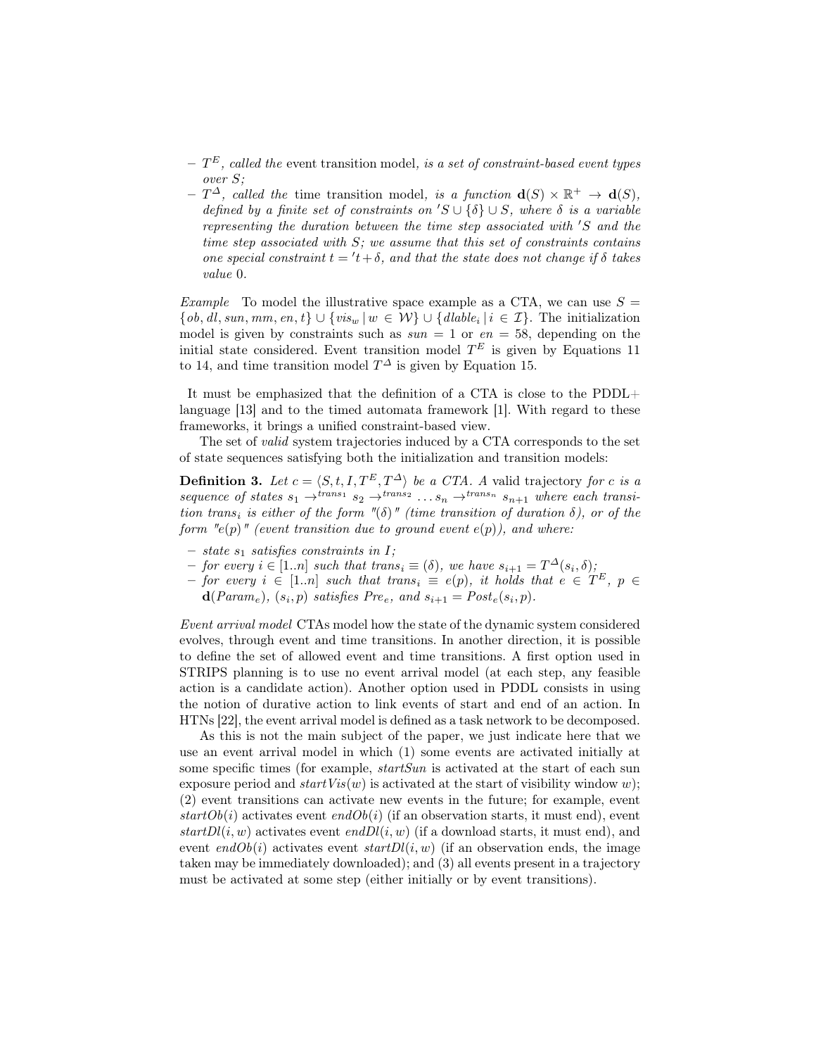- $T^E$, *called the* event transition model, *is a set of constraint-based event types over* $S$;
- $T^\Delta$, *called the* time transition model, *is a function* $\mathbf{d}(S) \times \mathbb{R}^+ \to \mathbf{d}(S)$, *defined by a finite set of constraints on* $'S \cup \{\delta\} \cup S$, *where* $\delta$ *is a variable representing the duration between the time step associated with* $'S$ *and the time step associated with* $S$; *we assume that this set of constraints contains one special constraint* $t = {}'t + \delta$, *and that the state does not change if* $\delta$ *takes value* 0.

*Example* To model the illustrative space example as a CTA, we can use $S = \{ob, dl, sun, mm, en, t\} \cup \{vis_w \,|\, w \in \mathcal{W}\} \cup \{dlable_i \,|\, i \in \mathcal{I}\}$. The initialization model is given by constraints such as $sun = 1$ or $en = 58$, depending on the initial state considered. Event transition model $T^E$ is given by Equations 11 to 14, and time transition model $T^\Delta$ is given by Equation 15.

It must be emphasized that the definition of a CTA is close to the PDDL+ language [13] and to the timed automata framework [1]. With regard to these frameworks, it brings a unified constraint-based view.

The set of *valid* system trajectories induced by a CTA corresponds to the set of state sequences satisfying both the initialization and transition models:

**Definition 3.** *Let* $c = \langle S, t, I, T^E, T^\Delta \rangle$ *be a CTA. A* valid trajectory *for* $c$ *is a sequence of states* $s_1 \to^{trans_1} s_2 \to^{trans_2} \ldots s_n \to^{trans_n} s_{n+1}$ *where each transition* $trans_i$ *is either of the form "*$(\delta)$*" (time transition of duration* $\delta$*), or of the form "*$e(p)$*" (event transition due to ground event* $e(p)$*), and where:*

- *state* $s_1$ *satisfies constraints in* $I$;
- *for every* $i \in [1..n]$ *such that* $trans_i \equiv (\delta)$, *we have* $s_{i+1} = T^\Delta(s_i, \delta)$;
- *for every* $i \in [1..n]$ *such that* $trans_i \equiv e(p)$, *it holds that* $e \in T^E$, $p \in \mathbf{d}(Param_e)$, $(s_i, p)$ *satisfies* $Pre_e$, *and* $s_{i+1} = Post_e(s_i, p)$.

*Event arrival model* CTAs model how the state of the dynamic system considered evolves, through event and time transitions. In another direction, it is possible to define the set of allowed event and time transitions. A first option used in STRIPS planning is to use no event arrival model (at each step, any feasible action is a candidate action). Another option used in PDDL consists in using the notion of durative action to link events of start and end of an action. In HTNs [22], the event arrival model is defined as a task network to be decomposed.

As this is not the main subject of the paper, we just indicate here that we use an event arrival model in which (1) some events are activated initially at some specific times (for example, *startSun* is activated at the start of each sun exposure period and *startVis*$(w)$ is activated at the start of visibility window $w$); (2) event transitions can activate new events in the future; for example, event *startOb*$(i)$ activates event *endOb*$(i)$ (if an observation starts, it must end), event *startDl*$(i, w)$ activates event *endDl*$(i, w)$ (if a download starts, it must end), and event *endOb*$(i)$ activates event *startDl*$(i, w)$ (if an observation ends, the image taken may be immediately downloaded); and (3) all events present in a trajectory must be activated at some step (either initially or by event transitions).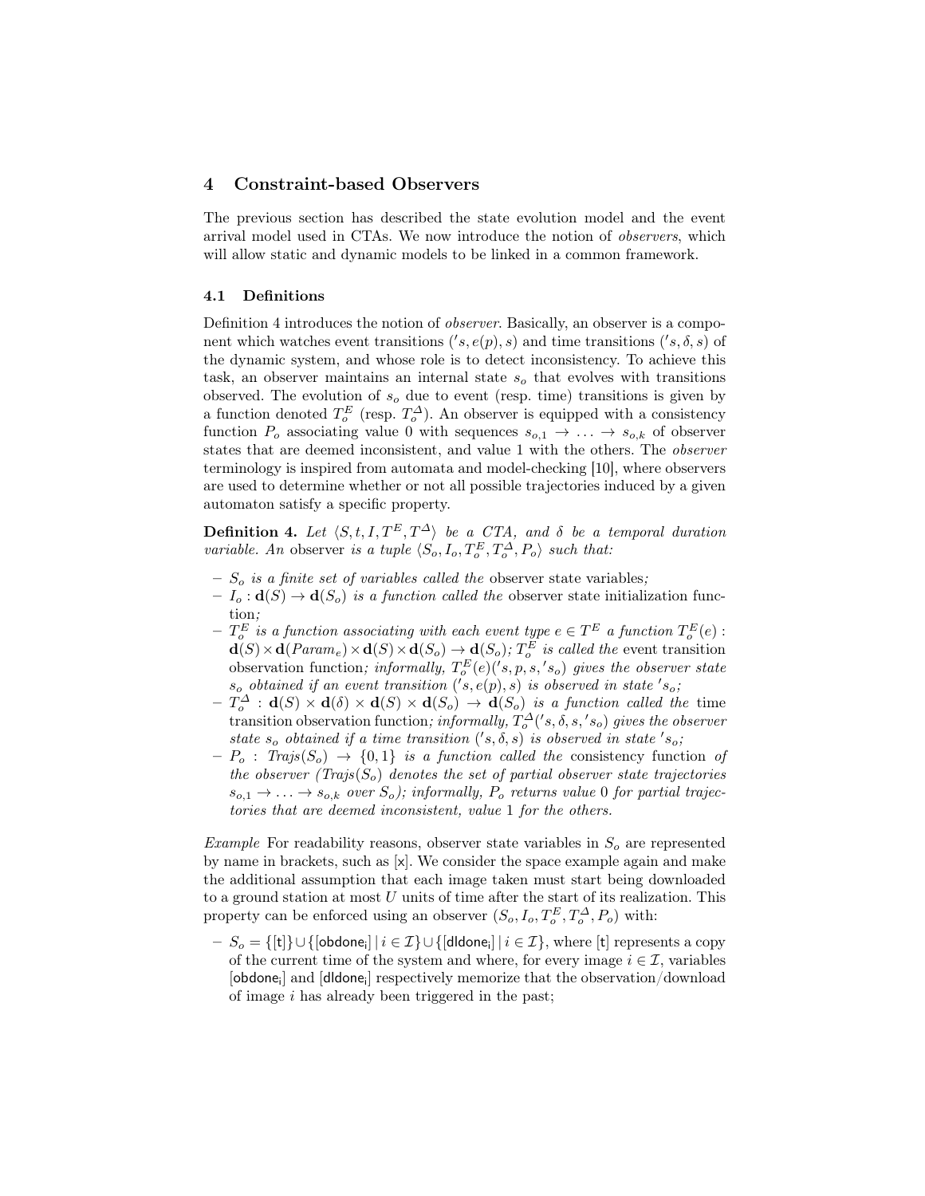## 4 Constraint-based Observers

The previous section has described the state evolution model and the event arrival model used in CTAs. We now introduce the notion of *observers*, which will allow static and dynamic models to be linked in a common framework.

### 4.1 Definitions

Definition 4 introduces the notion of *observer*. Basically, an observer is a component which watches event transitions $('s, e(p), s)$ and time transitions $('s, \delta, s)$ of the dynamic system, and whose role is to detect inconsistency. To achieve this task, an observer maintains an internal state $s_o$ that evolves with transitions observed. The evolution of $s_o$ due to event (resp. time) transitions is given by a function denoted $T_o^E$ (resp. $T_o^\Delta$). An observer is equipped with a consistency function $P_o$ associating value 0 with sequences $s_{o,1} \rightarrow \ldots \rightarrow s_{o,k}$ of observer states that are deemed inconsistent, and value 1 with the others. The *observer* terminology is inspired from automata and model-checking [10], where observers are used to determine whether or not all possible trajectories induced by a given automaton satisfy a specific property.

**Definition 4.** *Let $\langle S, t, I, T^E, T^\Delta \rangle$ be a CTA, and $\delta$ be a temporal duration variable. An* observer *is a tuple $\langle S_o, I_o, T_o^E, T_o^\Delta, P_o \rangle$ such that:*

- *$S_o$ is a finite set of variables called the* observer state variables*;*
- *$I_o : \mathbf{d}(S) \rightarrow \mathbf{d}(S_o)$ is a function called the* observer state initialization function*;*
- *$T_o^E$ is a function associating with each event type $e \in T^E$ a function $T_o^E(e) : \mathbf{d}(S) \times \mathbf{d}(Param_e) \times \mathbf{d}(S) \times \mathbf{d}(S_o) \rightarrow \mathbf{d}(S_o)$; $T_o^E$ is called the* event transition observation function*; informally, $T_o^E(e)('s, p, s, 's_o)$ gives the observer state $s_o$ obtained if an event transition $('s, e(p), s)$ is observed in state $'s_o$;*
- *$T_o^\Delta : \mathbf{d}(S) \times \mathbf{d}(\delta) \times \mathbf{d}(S) \times \mathbf{d}(S_o) \rightarrow \mathbf{d}(S_o)$ is a function called the* time transition observation function*; informally, $T_o^\Delta('s, \delta, s, 's_o)$ gives the observer state $s_o$ obtained if a time transition $('s, \delta, s)$ is observed in state $'s_o$;*
- *$P_o : Trajs(S_o) \rightarrow \{0, 1\}$ is a function called the* consistency function *of the observer ($Trajs(S_o)$ denotes the set of partial observer state trajectories $s_{o,1} \rightarrow \ldots \rightarrow s_{o,k}$ over $S_o$); informally, $P_o$ returns value 0 for partial trajectories that are deemed inconsistent, value 1 for the others.*

*Example* For readability reasons, observer state variables in $S_o$ are represented by name in brackets, such as [x]. We consider the space example again and make the additional assumption that each image taken must start being downloaded to a ground station at most $U$ units of time after the start of its realization. This property can be enforced using an observer $(S_o, I_o, T_o^E, T_o^\Delta, P_o)$ with:

- $S_o = \{[\mathsf{t}]\} \cup \{[\mathsf{obdone_i}] \mid i \in \mathcal{I}\} \cup \{[\mathsf{dldone_i}] \mid i \in \mathcal{I}\}$, where [t] represents a copy of the current time of the system and where, for every image $i \in \mathcal{I}$, variables $[\mathsf{obdone_i}]$ and $[\mathsf{dldone_i}]$ respectively memorize that the observation/download of image $i$ has already been triggered in the past;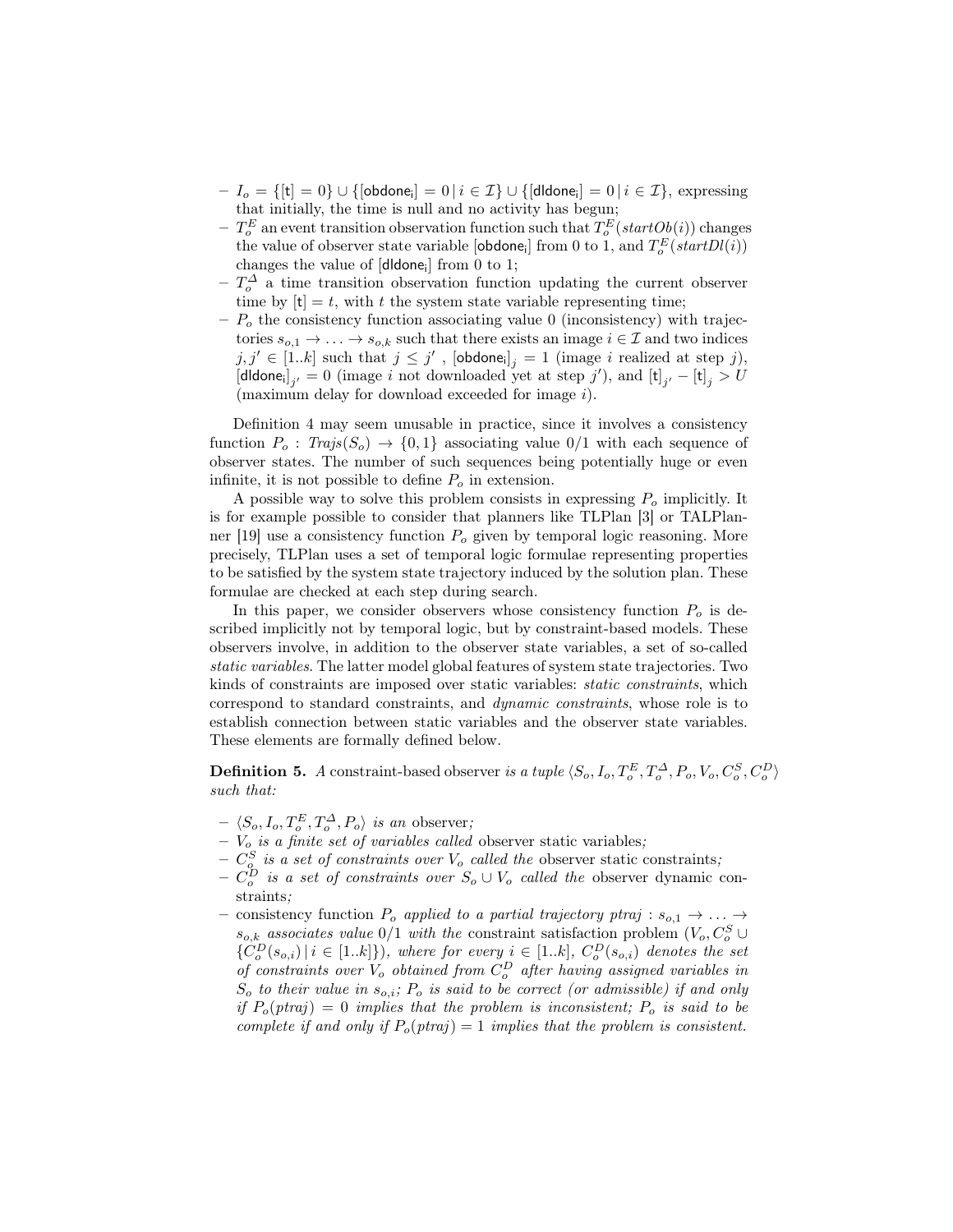- $I_o = \{[\mathsf{t}] = 0\} \cup \{[\mathsf{obdone_i}] = 0 \,|\, i \in \mathcal{I}\} \cup \{[\mathsf{dldone_i}] = 0 \,|\, i \in \mathcal{I}\}$, expressing that initially, the time is null and no activity has begun;
- $T_o^E$ an event transition observation function such that $T_o^E(startOb(i))$ changes the value of observer state variable $[\mathsf{obdone_i}]$ from 0 to 1, and $T_o^E(startDl(i))$ changes the value of $[\mathsf{dldone_i}]$ from 0 to 1;
- $T_o^\Delta$ a time transition observation function updating the current observer time by $[\mathsf{t}] = t$, with $t$ the system state variable representing time;
- $P_o$ the consistency function associating value 0 (inconsistency) with trajectories $s_{o,1} \to \ldots \to s_{o,k}$ such that there exists an image $i \in \mathcal{I}$ and two indices $j, j' \in [1..k]$ such that $j \leq j'$ , $[\mathsf{obdone_i}]_j = 1$ (image $i$ realized at step $j$), $[\mathsf{dldone_i}]_{j'} = 0$ (image $i$ not downloaded yet at step $j'$), and $[\mathsf{t}]_{j'} - [\mathsf{t}]_j > U$ (maximum delay for download exceeded for image $i$).

Definition 4 may seem unusable in practice, since it involves a consistency function $P_o : \mathit{Trajs}(S_o) \to \{0, 1\}$ associating value 0/1 with each sequence of observer states. The number of such sequences being potentially huge or even infinite, it is not possible to define $P_o$ in extension.

A possible way to solve this problem consists in expressing $P_o$ implicitly. It is for example possible to consider that planners like TLPlan [3] or TALPlanner [19] use a consistency function $P_o$ given by temporal logic reasoning. More precisely, TLPlan uses a set of temporal logic formulae representing properties to be satisfied by the system state trajectory induced by the solution plan. These formulae are checked at each step during search.

In this paper, we consider observers whose consistency function $P_o$ is described implicitly not by temporal logic, but by constraint-based models. These observers involve, in addition to the observer state variables, a set of so-called *static variables*. The latter model global features of system state trajectories. Two kinds of constraints are imposed over static variables: *static constraints*, which correspond to standard constraints, and *dynamic constraints*, whose role is to establish connection between static variables and the observer state variables. These elements are formally defined below.

**Definition 5.** *A* constraint-based observer *is a tuple* $\langle S_o, I_o, T_o^E, T_o^\Delta, P_o, V_o, C_o^S, C_o^D \rangle$ *such that:*

- $\langle S_o, I_o, T_o^E, T_o^\Delta, P_o \rangle$ *is an* observer*;*
- $V_o$ *is a finite set of variables called* observer static variables*;*
- $C_o^S$ *is a set of constraints over* $V_o$ *called the* observer static constraints*;*
- $C_o^D$ *is a set of constraints over* $S_o \cup V_o$ *called the* observer dynamic constraints*;*
- consistency function $P_o$ *applied to a partial trajectory* $ptraj : s_{o,1} \to \ldots \to s_{o,k}$ *associates value* 0/1 *with the* constraint satisfaction problem $(V_o, C_o^S \cup \{C_o^D(s_{o,i}) \,|\, i \in [1..k]\})$*, where for every* $i \in [1..k]$*,* $C_o^D(s_{o,i})$ *denotes the set of constraints over* $V_o$ *obtained from* $C_o^D$ *after having assigned variables in* $S_o$ *to their value in* $s_{o,i}$*;* $P_o$ *is said to be correct (or admissible) if and only if* $P_o(ptraj) = 0$ *implies that the problem is inconsistent;* $P_o$ *is said to be complete if and only if* $P_o(ptraj) = 1$ *implies that the problem is consistent.*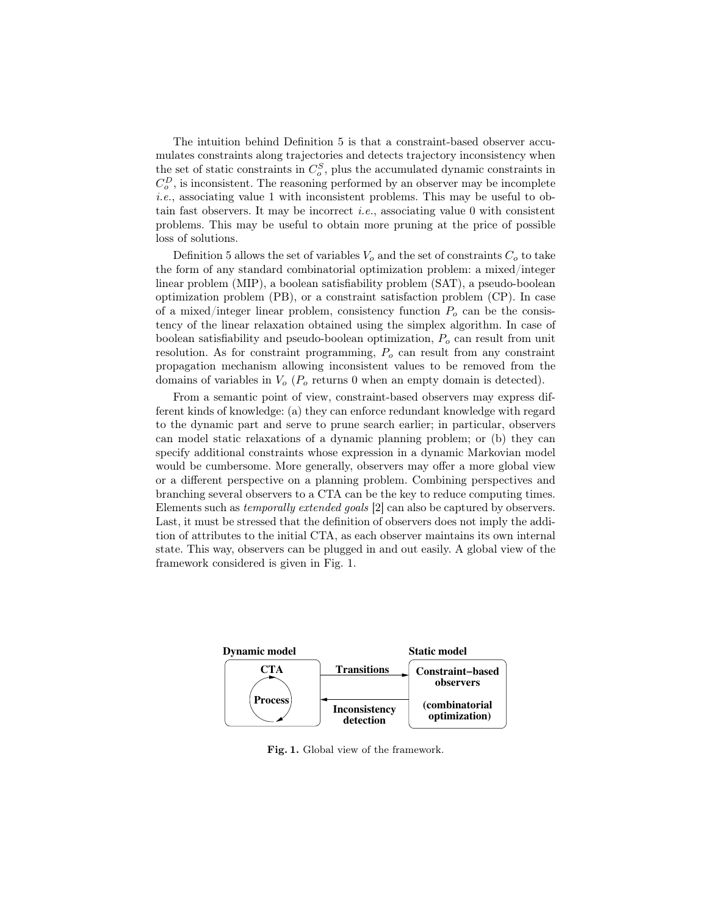The intuition behind Definition 5 is that a constraint-based observer accumulates constraints along trajectories and detects trajectory inconsistency when the set of static constraints in $C_o^S$, plus the accumulated dynamic constraints in $C_o^D$, is inconsistent. The reasoning performed by an observer may be incomplete *i.e.*, associating value 1 with inconsistent problems. This may be useful to obtain fast observers. It may be incorrect *i.e.*, associating value 0 with consistent problems. This may be useful to obtain more pruning at the price of possible loss of solutions.

Definition 5 allows the set of variables $V_o$ and the set of constraints $C_o$ to take the form of any standard combinatorial optimization problem: a mixed/integer linear problem (MIP), a boolean satisfiability problem (SAT), a pseudo-boolean optimization problem (PB), or a constraint satisfaction problem (CP). In case of a mixed/integer linear problem, consistency function $P_o$ can be the consistency of the linear relaxation obtained using the simplex algorithm. In case of boolean satisfiability and pseudo-boolean optimization, $P_o$ can result from unit resolution. As for constraint programming, $P_o$ can result from any constraint propagation mechanism allowing inconsistent values to be removed from the domains of variables in $V_o$ ($P_o$ returns 0 when an empty domain is detected).

From a semantic point of view, constraint-based observers may express different kinds of knowledge: (a) they can enforce redundant knowledge with regard to the dynamic part and serve to prune search earlier; in particular, observers can model static relaxations of a dynamic planning problem; or (b) they can specify additional constraints whose expression in a dynamic Markovian model would be cumbersome. More generally, observers may offer a more global view or a different perspective on a planning problem. Combining perspectives and branching several observers to a CTA can be the key to reduce computing times. Elements such as *temporally extended goals* [2] can also be captured by observers. Last, it must be stressed that the definition of observers does not imply the addition of attributes to the initial CTA, as each observer maintains its own internal state. This way, observers can be plugged in and out easily. A global view of the framework considered is given in Fig. 1.

**Dynamic model** — CTA (Process) —**Transitions**→ **Static model** — Constraint−based observers (combinatorial optimization) —**Inconsistency detection**→ Dynamic model

**Fig. 1.** Global view of the framework.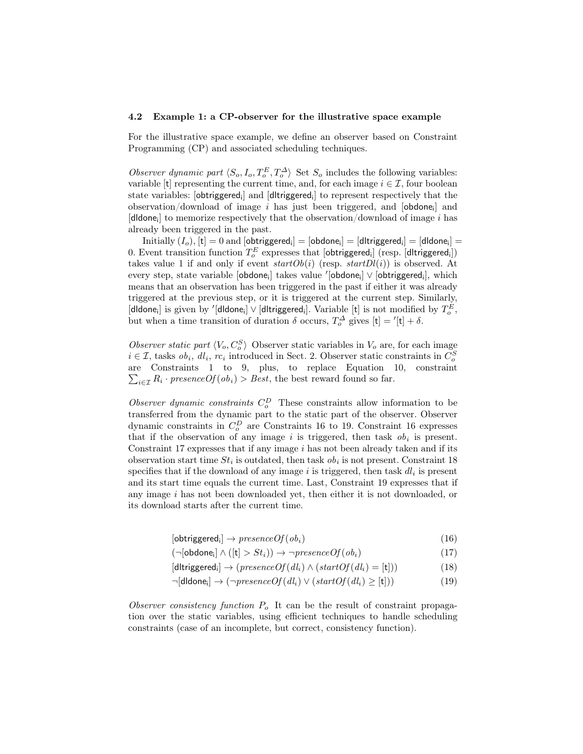### 4.2 Example 1: a CP-observer for the illustrative space example

For the illustrative space example, we define an observer based on Constraint Programming (CP) and associated scheduling techniques.

*Observer dynamic part* $\langle S_o, I_o, T_o^E, T_o^\Delta \rangle$ Set $S_o$ includes the following variables: variable $[\mathsf{t}]$ representing the current time, and, for each image $i \in \mathcal{I}$, four boolean state variables: $[\mathsf{obtriggered_i}]$ and $[\mathsf{dltriggered_i}]$ to represent respectively that the observation/download of image $i$ has just been triggered, and $[\mathsf{obdone_i}]$ and $[\mathsf{dldone_i}]$ to memorize respectively that the observation/download of image $i$ has already been triggered in the past.

Initially ($I_o$), $[\mathsf{t}] = 0$ and $[\mathsf{obtriggered_i}] = [\mathsf{obdone_i}] = [\mathsf{dltriggered_i}] = [\mathsf{dldone_i}] = 0$. Event transition function $T_o^E$ expresses that $[\mathsf{obtriggered_i}]$ (resp. $[\mathsf{dltriggered_i}]$) takes value 1 if and only if event $startOb(i)$ (resp. $startDl(i)$) is observed. At every step, state variable $[\mathsf{obdone_i}]$ takes value $'[\mathsf{obdone_i}] \vee [\mathsf{obtriggered_i}]$, which means that an observation has been triggered in the past if either it was already triggered at the previous step, or it is triggered at the current step. Similarly, $[\mathsf{dldone_i}]$ is given by $'[\mathsf{dldone_i}] \vee [\mathsf{dltriggered_i}]$. Variable $[\mathsf{t}]$ is not modified by $T_o^E$, but when a time transition of duration $\delta$ occurs, $T_o^\Delta$ gives $[\mathsf{t}] = '[\mathsf{t}] + \delta$.

*Observer static part* $\langle V_o, C_o^S \rangle$ Observer static variables in $V_o$ are, for each image $i \in \mathcal{I}$, tasks $ob_i$, $dl_i$, $rc_i$ introduced in Sect. 2. Observer static constraints in $C_o^S$ are Constraints 1 to 9, plus, to replace Equation 10, constraint $\sum_{i \in \mathcal{I}} R_i \cdot presenceOf(ob_i) > Best$, the best reward found so far.

*Observer dynamic constraints* $C_o^D$ These constraints allow information to be transferred from the dynamic part to the static part of the observer. Observer dynamic constraints in $C_o^D$ are Constraints 16 to 19. Constraint 16 expresses that if the observation of any image $i$ is triggered, then task $ob_i$ is present. Constraint 17 expresses that if any image $i$ has not been already taken and if its observation start time $St_i$ is outdated, then task $ob_i$ is not present. Constraint 18 specifies that if the download of any image $i$ is triggered, then task $dl_i$ is present and its start time equals the current time. Last, Constraint 19 expresses that if any image $i$ has not been downloaded yet, then either it is not downloaded, or its download starts after the current time.

$$[\mathsf{obtriggered_i}] \rightarrow presenceOf(ob_i) \tag{16}$$

$$(\neg[\mathsf{obdone_i}] \wedge ([\mathsf{t}] > St_i)) \rightarrow \neg presenceOf(ob_i) \tag{17}$$

$$[\mathsf{dltriggered_i}] \rightarrow (presenceOf(dl_i) \wedge (startOf(dl_i) = [\mathsf{t}])) \tag{18}$$

$$\neg[\mathsf{dldone_i}] \rightarrow (\neg presenceOf(dl_i) \vee (startOf(dl_i) \geq [\mathsf{t}])) \tag{19}$$

*Observer consistency function* $P_o$ It can be the result of constraint propagation over the static variables, using efficient techniques to handle scheduling constraints (case of an incomplete, but correct, consistency function).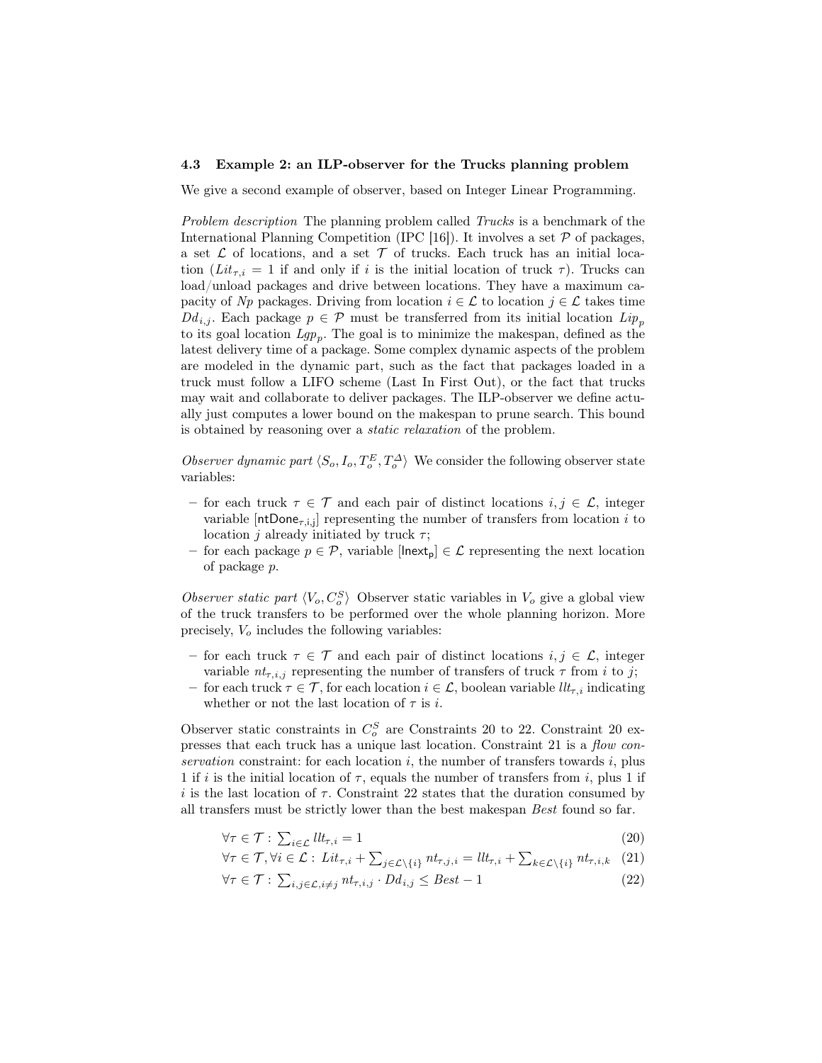### 4.3 Example 2: an ILP-observer for the Trucks planning problem

We give a second example of observer, based on Integer Linear Programming.

*Problem description* The planning problem called *Trucks* is a benchmark of the International Planning Competition (IPC [16]). It involves a set $\mathcal{P}$ of packages, a set $\mathcal{L}$ of locations, and a set $\mathcal{T}$ of trucks. Each truck has an initial location ($Lit_{\tau,i} = 1$ if and only if $i$ is the initial location of truck $\tau$). Trucks can load/unload packages and drive between locations. They have a maximum capacity of $Np$ packages. Driving from location $i \in \mathcal{L}$ to location $j \in \mathcal{L}$ takes time $Dd_{i,j}$. Each package $p \in \mathcal{P}$ must be transferred from its initial location $Lip_p$ to its goal location $Lgp_p$. The goal is to minimize the makespan, defined as the latest delivery time of a package. Some complex dynamic aspects of the problem are modeled in the dynamic part, such as the fact that packages loaded in a truck must follow a LIFO scheme (Last In First Out), or the fact that trucks may wait and collaborate to deliver packages. The ILP-observer we define actually just computes a lower bound on the makespan to prune search. This bound is obtained by reasoning over a *static relaxation* of the problem.

*Observer dynamic part* $\langle S_o, I_o, T_o^E, T_o^{\Delta} \rangle$ We consider the following observer state variables:

- for each truck $\tau \in \mathcal{T}$ and each pair of distinct locations $i, j \in \mathcal{L}$, integer variable $[\mathsf{ntDone}_{\tau,i,j}]$ representing the number of transfers from location $i$ to location $j$ already initiated by truck $\tau$;
- for each package $p \in \mathcal{P}$, variable $[\mathsf{lnext}_p] \in \mathcal{L}$ representing the next location of package $p$.

*Observer static part* $\langle V_o, C_o^S \rangle$ Observer static variables in $V_o$ give a global view of the truck transfers to be performed over the whole planning horizon. More precisely, $V_o$ includes the following variables:

- for each truck $\tau \in \mathcal{T}$ and each pair of distinct locations $i, j \in \mathcal{L}$, integer variable $nt_{\tau,i,j}$ representing the number of transfers of truck $\tau$ from $i$ to $j$;
- for each truck $\tau \in \mathcal{T}$, for each location $i \in \mathcal{L}$, boolean variable $llt_{\tau,i}$ indicating whether or not the last location of $\tau$ is $i$.

Observer static constraints in $C_o^S$ are Constraints 20 to 22. Constraint 20 expresses that each truck has a unique last location. Constraint 21 is a *flow conservation* constraint: for each location $i$, the number of transfers towards $i$, plus 1 if $i$ is the initial location of $\tau$, equals the number of transfers from $i$, plus 1 if $i$ is the last location of $\tau$. Constraint 22 states that the duration consumed by all transfers must be strictly lower than the best makespan $Best$ found so far.

$$\forall \tau \in \mathcal{T} : \sum_{i \in \mathcal{L}} llt_{\tau,i} = 1 \tag{20}$$

$$\forall \tau \in \mathcal{T}, \forall i \in \mathcal{L} : Lit_{\tau,i} + \sum_{j \in \mathcal{L} \setminus \{i\}} nt_{\tau,j,i} = llt_{\tau,i} + \sum_{k \in \mathcal{L} \setminus \{i\}} nt_{\tau,i,k} \tag{21}$$

$$\forall \tau \in \mathcal{T} : \sum_{i,j \in \mathcal{L}, i \neq j} nt_{\tau,i,j} \cdot Dd_{i,j} \leq Best - 1 \tag{22}$$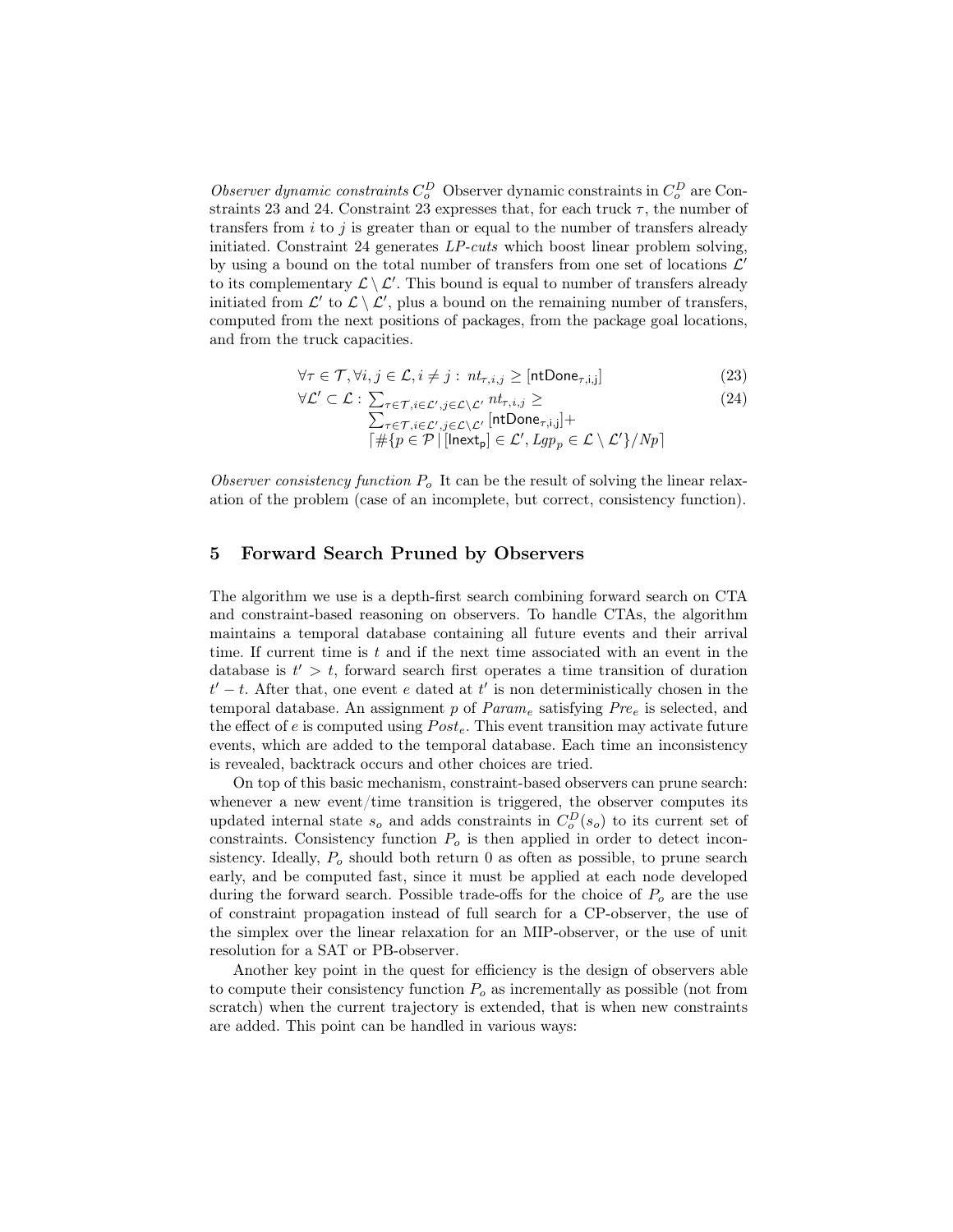*Observer dynamic constraints* $C_o^D$ Observer dynamic constraints in $C_o^D$ are Constraints 23 and 24. Constraint 23 expresses that, for each truck $\tau$, the number of transfers from $i$ to $j$ is greater than or equal to the number of transfers already initiated. Constraint 24 generates *LP-cuts* which boost linear problem solving, by using a bound on the total number of transfers from one set of locations $\mathcal{L}'$ to its complementary $\mathcal{L} \setminus \mathcal{L}'$. This bound is equal to number of transfers already initiated from $\mathcal{L}'$ to $\mathcal{L} \setminus \mathcal{L}'$, plus a bound on the remaining number of transfers, computed from the next positions of packages, from the package goal locations, and from the truck capacities.

$$\forall \tau \in \mathcal{T}, \forall i, j \in \mathcal{L}, i \neq j : \; nt_{\tau,i,j} \geq [\mathsf{ntDone}_{\tau,\mathsf{i},\mathsf{j}}] \tag{23}$$

$$\begin{aligned} \forall \mathcal{L}' \subset \mathcal{L} : \; & \textstyle\sum_{\tau \in \mathcal{T}, i \in \mathcal{L}', j \in \mathcal{L} \setminus \mathcal{L}'} nt_{\tau,i,j} \geq \\ & \textstyle\sum_{\tau \in \mathcal{T}, i \in \mathcal{L}', j \in \mathcal{L} \setminus \mathcal{L}'} [\mathsf{ntDone}_{\tau,\mathsf{i},\mathsf{j}}] + \\ & \lceil \# \{ p \in \mathcal{P} \,|\, [\mathsf{lnext_p}] \in \mathcal{L}', Lgp_p \in \mathcal{L} \setminus \mathcal{L}' \} / Np \rceil \end{aligned} \tag{24}$$

*Observer consistency function* $P_o$ It can be the result of solving the linear relaxation of the problem (case of an incomplete, but correct, consistency function).

## 5 Forward Search Pruned by Observers

The algorithm we use is a depth-first search combining forward search on CTA and constraint-based reasoning on observers. To handle CTAs, the algorithm maintains a temporal database containing all future events and their arrival time. If current time is $t$ and if the next time associated with an event in the database is $t' > t$, forward search first operates a time transition of duration $t' - t$. After that, one event $e$ dated at $t'$ is non deterministically chosen in the temporal database. An assignment $p$ of $Param_e$ satisfying $Pre_e$ is selected, and the effect of $e$ is computed using $Post_e$. This event transition may activate future events, which are added to the temporal database. Each time an inconsistency is revealed, backtrack occurs and other choices are tried.

On top of this basic mechanism, constraint-based observers can prune search: whenever a new event/time transition is triggered, the observer computes its updated internal state $s_o$ and adds constraints in $C_o^D(s_o)$ to its current set of constraints. Consistency function $P_o$ is then applied in order to detect inconsistency. Ideally, $P_o$ should both return 0 as often as possible, to prune search early, and be computed fast, since it must be applied at each node developed during the forward search. Possible trade-offs for the choice of $P_o$ are the use of constraint propagation instead of full search for a CP-observer, the use of the simplex over the linear relaxation for an MIP-observer, or the use of unit resolution for a SAT or PB-observer.

Another key point in the quest for efficiency is the design of observers able to compute their consistency function $P_o$ as incrementally as possible (not from scratch) when the current trajectory is extended, that is when new constraints are added. This point can be handled in various ways: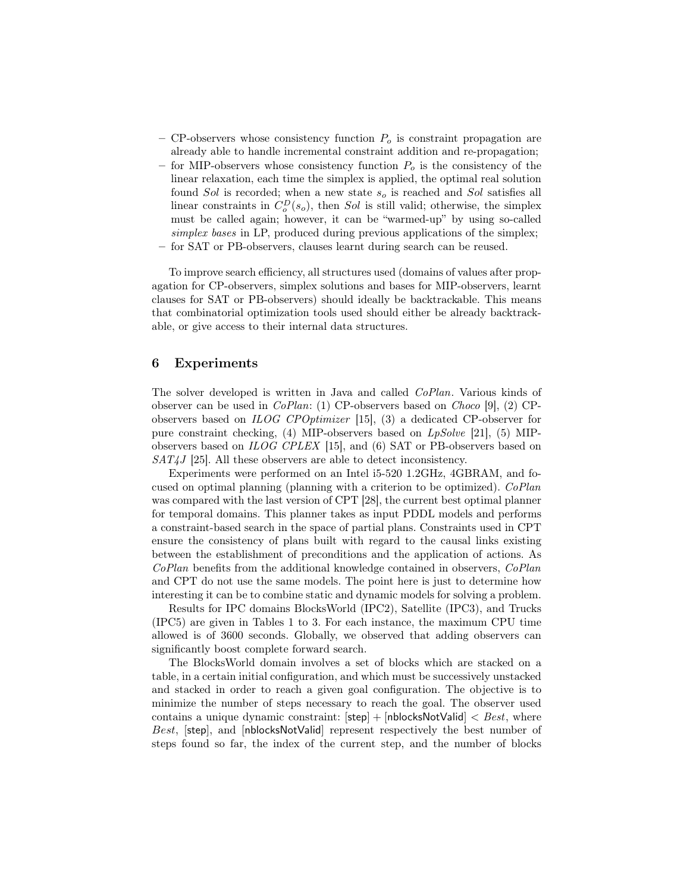– CP-observers whose consistency function $P_o$ is constraint propagation are already able to handle incremental constraint addition and re-propagation;
– for MIP-observers whose consistency function $P_o$ is the consistency of the linear relaxation, each time the simplex is applied, the optimal real solution found *Sol* is recorded; when a new state $s_o$ is reached and *Sol* satisfies all linear constraints in $C_o^D(s_o)$, then *Sol* is still valid; otherwise, the simplex must be called again; however, it can be "warmed-up" by using so-called *simplex bases* in LP, produced during previous applications of the simplex;
– for SAT or PB-observers, clauses learnt during search can be reused.

To improve search efficiency, all structures used (domains of values after propagation for CP-observers, simplex solutions and bases for MIP-observers, learnt clauses for SAT or PB-observers) should ideally be backtrackable. This means that combinatorial optimization tools used should either be already backtrackable, or give access to their internal data structures.

## 6 Experiments

The solver developed is written in Java and called *CoPlan*. Various kinds of observer can be used in *CoPlan*: (1) CP-observers based on *Choco* [9], (2) CP-observers based on *ILOG CPOptimizer* [15], (3) a dedicated CP-observer for pure constraint checking, (4) MIP-observers based on *LpSolve* [21], (5) MIP-observers based on *ILOG CPLEX* [15], and (6) SAT or PB-observers based on *SAT4J* [25]. All these observers are able to detect inconsistency.

Experiments were performed on an Intel i5-520 1.2GHz, 4GBRAM, and focused on optimal planning (planning with a criterion to be optimized). *CoPlan* was compared with the last version of CPT [28], the current best optimal planner for temporal domains. This planner takes as input PDDL models and performs a constraint-based search in the space of partial plans. Constraints used in CPT ensure the consistency of plans built with regard to the causal links existing between the establishment of preconditions and the application of actions. As *CoPlan* benefits from the additional knowledge contained in observers, *CoPlan* and CPT do not use the same models. The point here is just to determine how interesting it can be to combine static and dynamic models for solving a problem.

Results for IPC domains BlocksWorld (IPC2), Satellite (IPC3), and Trucks (IPC5) are given in Tables 1 to 3. For each instance, the maximum CPU time allowed is of 3600 seconds. Globally, we observed that adding observers can significantly boost complete forward search.

The BlocksWorld domain involves a set of blocks which are stacked on a table, in a certain initial configuration, and which must be successively unstacked and stacked in order to reach a given goal configuration. The objective is to minimize the number of steps necessary to reach the goal. The observer used contains a unique dynamic constraint: $[\mathsf{step}] + [\mathsf{nblocksNotValid}] < Best$, where $Best$, $[\mathsf{step}]$, and $[\mathsf{nblocksNotValid}]$ represent respectively the best number of steps found so far, the index of the current step, and the number of blocks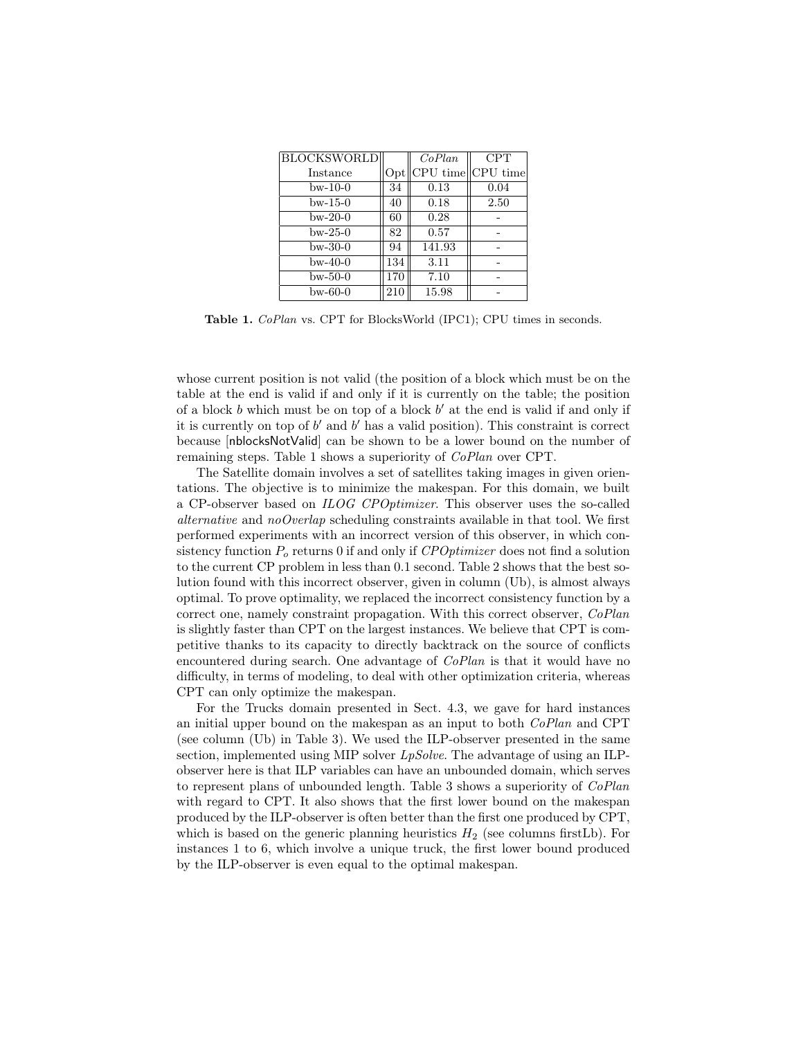| BLOCKSWORLD | | *CoPlan* | CPT |
|---|---|---|---|
| Instance | Opt | CPU time | CPU time |
| bw-10-0 | 34 | 0.13 | 0.04 |
| bw-15-0 | 40 | 0.18 | 2.50 |
| bw-20-0 | 60 | 0.28 | - |
| bw-25-0 | 82 | 0.57 | - |
| bw-30-0 | 94 | 141.93 | - |
| bw-40-0 | 134 | 3.11 | - |
| bw-50-0 | 170 | 7.10 | - |
| bw-60-0 | 210 | 15.98 | - |

**Table 1.** *CoPlan* vs. CPT for BlocksWorld (IPC1); CPU times in seconds.

whose current position is not valid (the position of a block which must be on the table at the end is valid if and only if it is currently on the table; the position of a block $b$ which must be on top of a block $b'$ at the end is valid if and only if it is currently on top of $b'$ and $b'$ has a valid position). This constraint is correct because [nblocksNotValid] can be shown to be a lower bound on the number of remaining steps. Table 1 shows a superiority of *CoPlan* over CPT.

The Satellite domain involves a set of satellites taking images in given orientations. The objective is to minimize the makespan. For this domain, we built a CP-observer based on *ILOG CPOptimizer*. This observer uses the so-called *alternative* and *noOverlap* scheduling constraints available in that tool. We first performed experiments with an incorrect version of this observer, in which consistency function $P_o$ returns 0 if and only if *CPOptimizer* does not find a solution to the current CP problem in less than 0.1 second. Table 2 shows that the best solution found with this incorrect observer, given in column (Ub), is almost always optimal. To prove optimality, we replaced the incorrect consistency function by a correct one, namely constraint propagation. With this correct observer, *CoPlan* is slightly faster than CPT on the largest instances. We believe that CPT is competitive thanks to its capacity to directly backtrack on the source of conflicts encountered during search. One advantage of *CoPlan* is that it would have no difficulty, in terms of modeling, to deal with other optimization criteria, whereas CPT can only optimize the makespan.

For the Trucks domain presented in Sect. 4.3, we gave for hard instances an initial upper bound on the makespan as an input to both *CoPlan* and CPT (see column (Ub) in Table 3). We used the ILP-observer presented in the same section, implemented using MIP solver *LpSolve*. The advantage of using an ILP-observer here is that ILP variables can have an unbounded domain, which serves to represent plans of unbounded length. Table 3 shows a superiority of *CoPlan* with regard to CPT. It also shows that the first lower bound on the makespan produced by the ILP-observer is often better than the first one produced by CPT, which is based on the generic planning heuristics $H_2$ (see columns firstLb). For instances 1 to 6, which involve a unique truck, the first lower bound produced by the ILP-observer is even equal to the optimal makespan.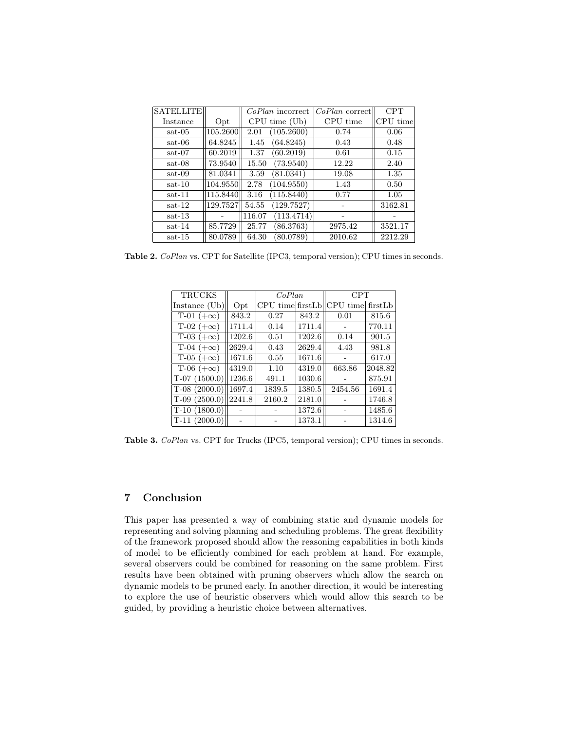| SATELLITE | | *CoPlan* incorrect | *CoPlan* correct | CPT |
|---|---|---|---|---|
| Instance | Opt | CPU time (Ub) | CPU time | CPU time |
| sat-05 | 105.2600 | 2.01 (105.2600) | 0.74 | 0.06 |
| sat-06 | 64.8245 | 1.45 (64.8245) | 0.43 | 0.48 |
| sat-07 | 60.2019 | 1.37 (60.2019) | 0.61 | 0.15 |
| sat-08 | 73.9540 | 15.50 (73.9540) | 12.22 | 2.40 |
| sat-09 | 81.0341 | 3.59 (81.0341) | 19.08 | 1.35 |
| sat-10 | 104.9550 | 2.78 (104.9550) | 1.43 | 0.50 |
| sat-11 | 115.8440 | 3.16 (115.8440) | 0.77 | 1.05 |
| sat-12 | 129.7527 | 54.55 (129.7527) | - | 3162.81 |
| sat-13 | - | 116.07 (113.4714) | - | - |
| sat-14 | 85.7729 | 25.77 (86.3763) | 2975.42 | 3521.17 |
| sat-15 | 80.0789 | 64.30 (80.0789) | 2010.62 | 2212.29 |

**Table 2.** *CoPlan* vs. CPT for Satellite (IPC3, temporal version); CPU times in seconds.

| TRUCKS | | *CoPlan* | | CPT | |
|---|---|---|---|---|---|
| Instance (Ub) | Opt | CPU time | firstLb | CPU time | firstLb |
| T-01 ($+\infty$) | 843.2 | 0.27 | 843.2 | 0.01 | 815.6 |
| T-02 ($+\infty$) | 1711.4 | 0.14 | 1711.4 | - | 770.11 |
| T-03 ($+\infty$) | 1202.6 | 0.51 | 1202.6 | 0.14 | 901.5 |
| T-04 ($+\infty$) | 2629.4 | 0.43 | 2629.4 | 4.43 | 981.8 |
| T-05 ($+\infty$) | 1671.6 | 0.55 | 1671.6 | - | 617.0 |
| T-06 ($+\infty$) | 4319.0 | 1.10 | 4319.0 | 663.86 | 2048.82 |
| T-07 (1500.0) | 1236.6 | 491.1 | 1030.6 | - | 875.91 |
| T-08 (2000.0) | 1697.4 | 1839.5 | 1380.5 | 2454.56 | 1691.4 |
| T-09 (2500.0) | 2241.8 | 2160.2 | 2181.0 | - | 1746.8 |
| T-10 (1800.0) | - | - | 1372.6 | - | 1485.6 |
| T-11 (2000.0) | - | - | 1373.1 | - | 1314.6 |

**Table 3.** *CoPlan* vs. CPT for Trucks (IPC5, temporal version); CPU times in seconds.

## 7 Conclusion

This paper has presented a way of combining static and dynamic models for representing and solving planning and scheduling problems. The great flexibility of the framework proposed should allow the reasoning capabilities in both kinds of model to be efficiently combined for each problem at hand. For example, several observers could be combined for reasoning on the same problem. First results have been obtained with pruning observers which allow the search on dynamic models to be pruned early. In another direction, it would be interesting to explore the use of heuristic observers which would allow this search to be guided, by providing a heuristic choice between alternatives.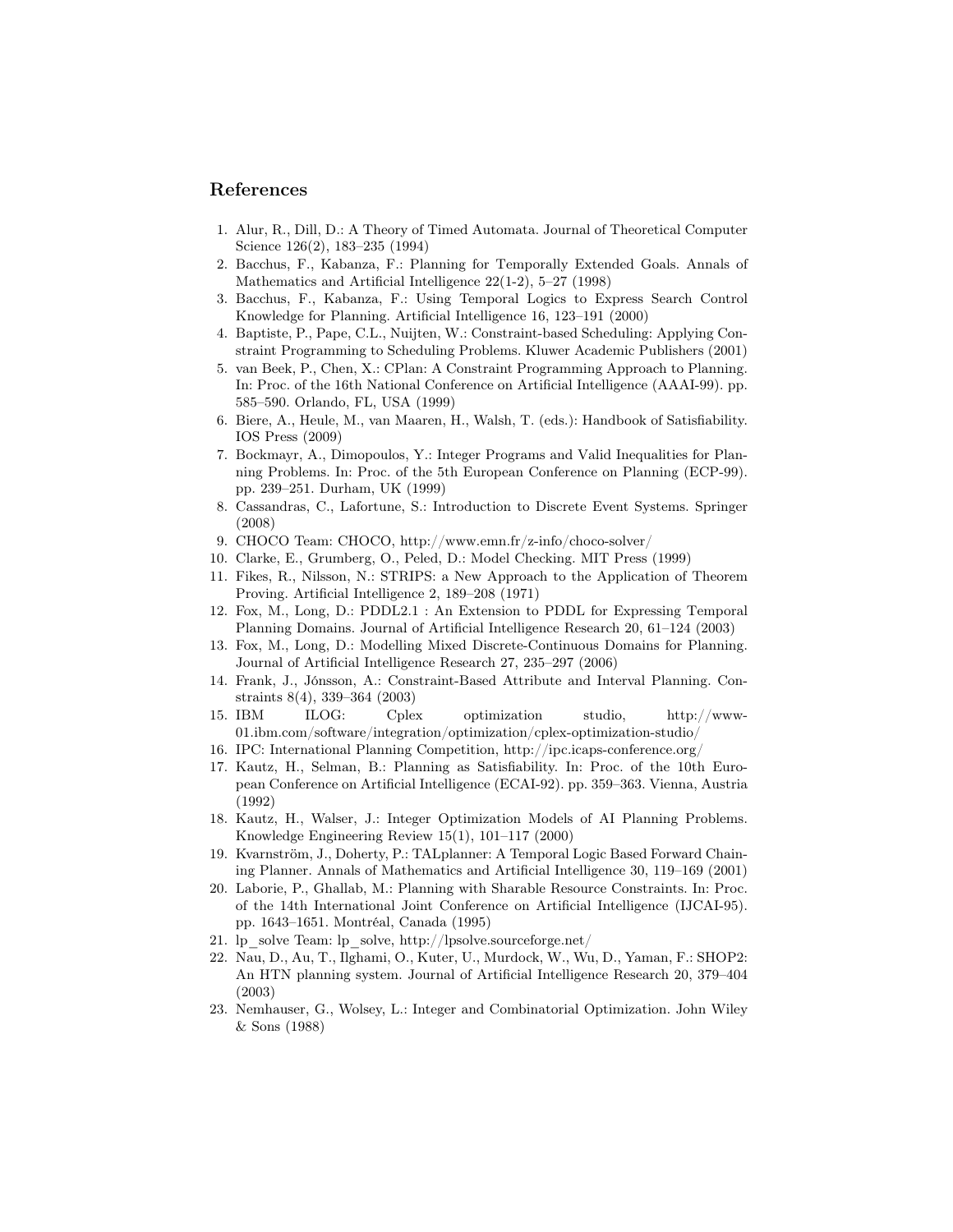## References

1. Alur, R., Dill, D.: A Theory of Timed Automata. Journal of Theoretical Computer Science 126(2), 183–235 (1994)
2. Bacchus, F., Kabanza, F.: Planning for Temporally Extended Goals. Annals of Mathematics and Artificial Intelligence 22(1-2), 5–27 (1998)
3. Bacchus, F., Kabanza, F.: Using Temporal Logics to Express Search Control Knowledge for Planning. Artificial Intelligence 16, 123–191 (2000)
4. Baptiste, P., Pape, C.L., Nuijten, W.: Constraint-based Scheduling: Applying Constraint Programming to Scheduling Problems. Kluwer Academic Publishers (2001)
5. van Beek, P., Chen, X.: CPlan: A Constraint Programming Approach to Planning. In: Proc. of the 16th National Conference on Artificial Intelligence (AAAI-99). pp. 585–590. Orlando, FL, USA (1999)
6. Biere, A., Heule, M., van Maaren, H., Walsh, T. (eds.): Handbook of Satisfiability. IOS Press (2009)
7. Bockmayr, A., Dimopoulos, Y.: Integer Programs and Valid Inequalities for Planning Problems. In: Proc. of the 5th European Conference on Planning (ECP-99). pp. 239–251. Durham, UK (1999)
8. Cassandras, C., Lafortune, S.: Introduction to Discrete Event Systems. Springer (2008)
9. CHOCO Team: CHOCO, http://www.emn.fr/z-info/choco-solver/
10. Clarke, E., Grumberg, O., Peled, D.: Model Checking. MIT Press (1999)
11. Fikes, R., Nilsson, N.: STRIPS: a New Approach to the Application of Theorem Proving. Artificial Intelligence 2, 189–208 (1971)
12. Fox, M., Long, D.: PDDL2.1 : An Extension to PDDL for Expressing Temporal Planning Domains. Journal of Artificial Intelligence Research 20, 61–124 (2003)
13. Fox, M., Long, D.: Modelling Mixed Discrete-Continuous Domains for Planning. Journal of Artificial Intelligence Research 27, 235–297 (2006)
14. Frank, J., Jónsson, A.: Constraint-Based Attribute and Interval Planning. Constraints 8(4), 339–364 (2003)
15. IBM ILOG: Cplex optimization studio, http://www-01.ibm.com/software/integration/optimization/cplex-optimization-studio/
16. IPC: International Planning Competition, http://ipc.icaps-conference.org/
17. Kautz, H., Selman, B.: Planning as Satisfiability. In: Proc. of the 10th European Conference on Artificial Intelligence (ECAI-92). pp. 359–363. Vienna, Austria (1992)
18. Kautz, H., Walser, J.: Integer Optimization Models of AI Planning Problems. Knowledge Engineering Review 15(1), 101–117 (2000)
19. Kvarnström, J., Doherty, P.: TALplanner: A Temporal Logic Based Forward Chaining Planner. Annals of Mathematics and Artificial Intelligence 30, 119–169 (2001)
20. Laborie, P., Ghallab, M.: Planning with Sharable Resource Constraints. In: Proc. of the 14th International Joint Conference on Artificial Intelligence (IJCAI-95). pp. 1643–1651. Montréal, Canada (1995)
21. lp_solve Team: lp_solve, http://lpsolve.sourceforge.net/
22. Nau, D., Au, T., Ilghami, O., Kuter, U., Murdock, W., Wu, D., Yaman, F.: SHOP2: An HTN planning system. Journal of Artificial Intelligence Research 20, 379–404 (2003)
23. Nemhauser, G., Wolsey, L.: Integer and Combinatorial Optimization. John Wiley & Sons (1988)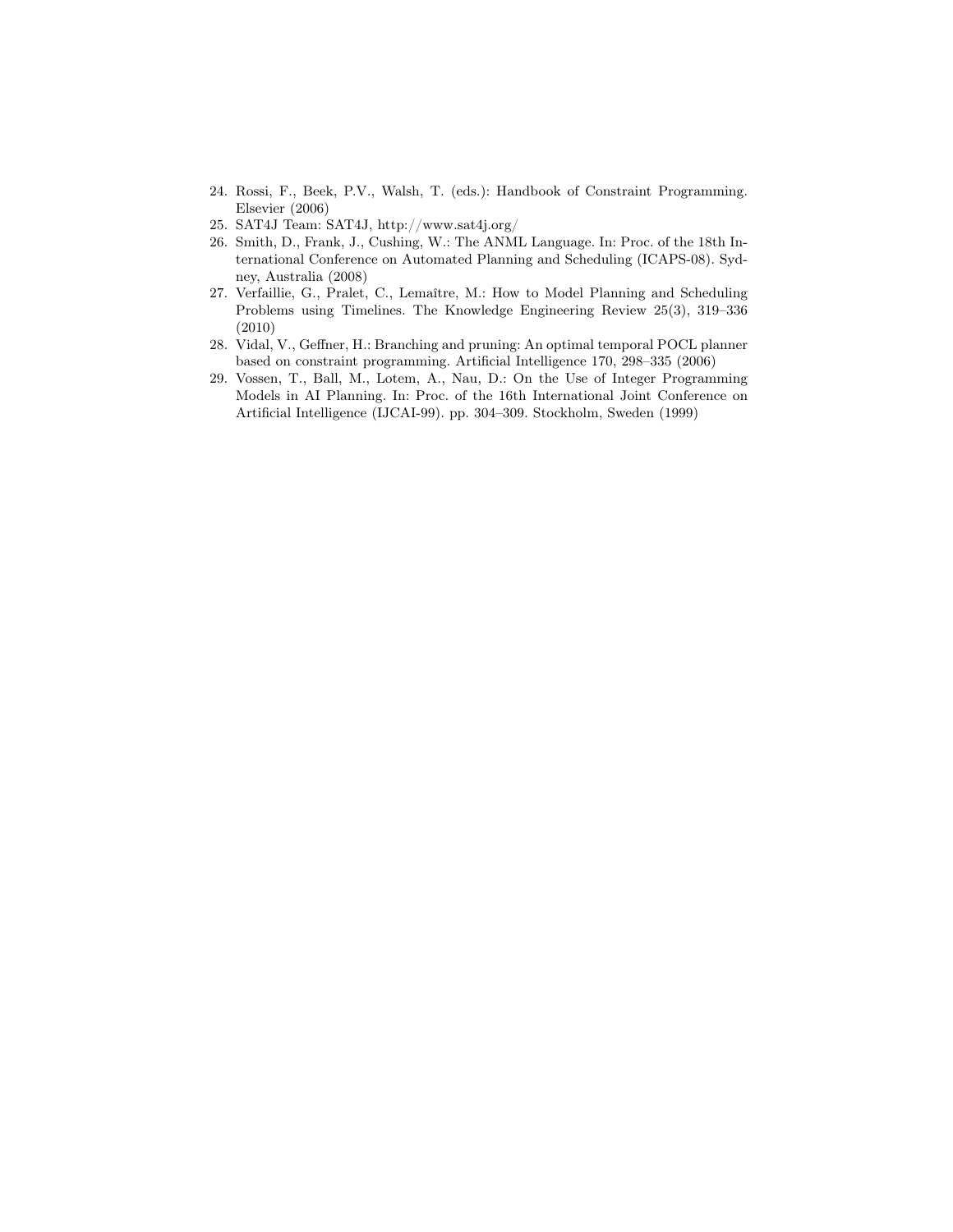24. Rossi, F., Beek, P.V., Walsh, T. (eds.): Handbook of Constraint Programming. Elsevier (2006)
25. SAT4J Team: SAT4J, http://www.sat4j.org/
26. Smith, D., Frank, J., Cushing, W.: The ANML Language. In: Proc. of the 18th International Conference on Automated Planning and Scheduling (ICAPS-08). Sydney, Australia (2008)
27. Verfaillie, G., Pralet, C., Lemaître, M.: How to Model Planning and Scheduling Problems using Timelines. The Knowledge Engineering Review 25(3), 319–336 (2010)
28. Vidal, V., Geffner, H.: Branching and pruning: An optimal temporal POCL planner based on constraint programming. Artificial Intelligence 170, 298–335 (2006)
29. Vossen, T., Ball, M., Lotem, A., Nau, D.: On the Use of Integer Programming Models in AI Planning. In: Proc. of the 16th International Joint Conference on Artificial Intelligence (IJCAI-99). pp. 304–309. Stockholm, Sweden (1999)